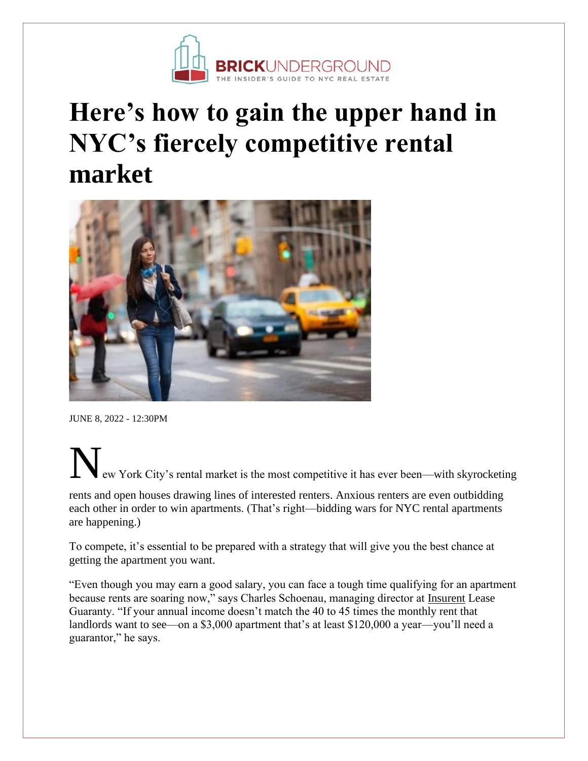# Here's how to gain the upper hand in NYC's fiercely competitive rental market

JUNE 8, 2022 - 12:30PM

New York City's rental market is the most competitive it has ever been—with skyrocketing rents and open houses drawing lines of interested renters. Anxious renters are even outbidding each other in order to win apartments. (That's right—bidding wars for NYC rental apartments are happening.)

To compete, it's essential to be prepared with a strategy that will give you the best chance at getting the apartment you want.

"Even though you may earn a good salary, you can face a tough time qualifying for an apartment because rents are soaring now," says Charles Schoenau, managing director at Insurent Lease Guaranty. "If your annual income doesn't match the 40 to 45 times the monthly rent that landlords want to see—on a $3,000 apartment that's at least $120,000 a year—you'll need a guarantor," he says.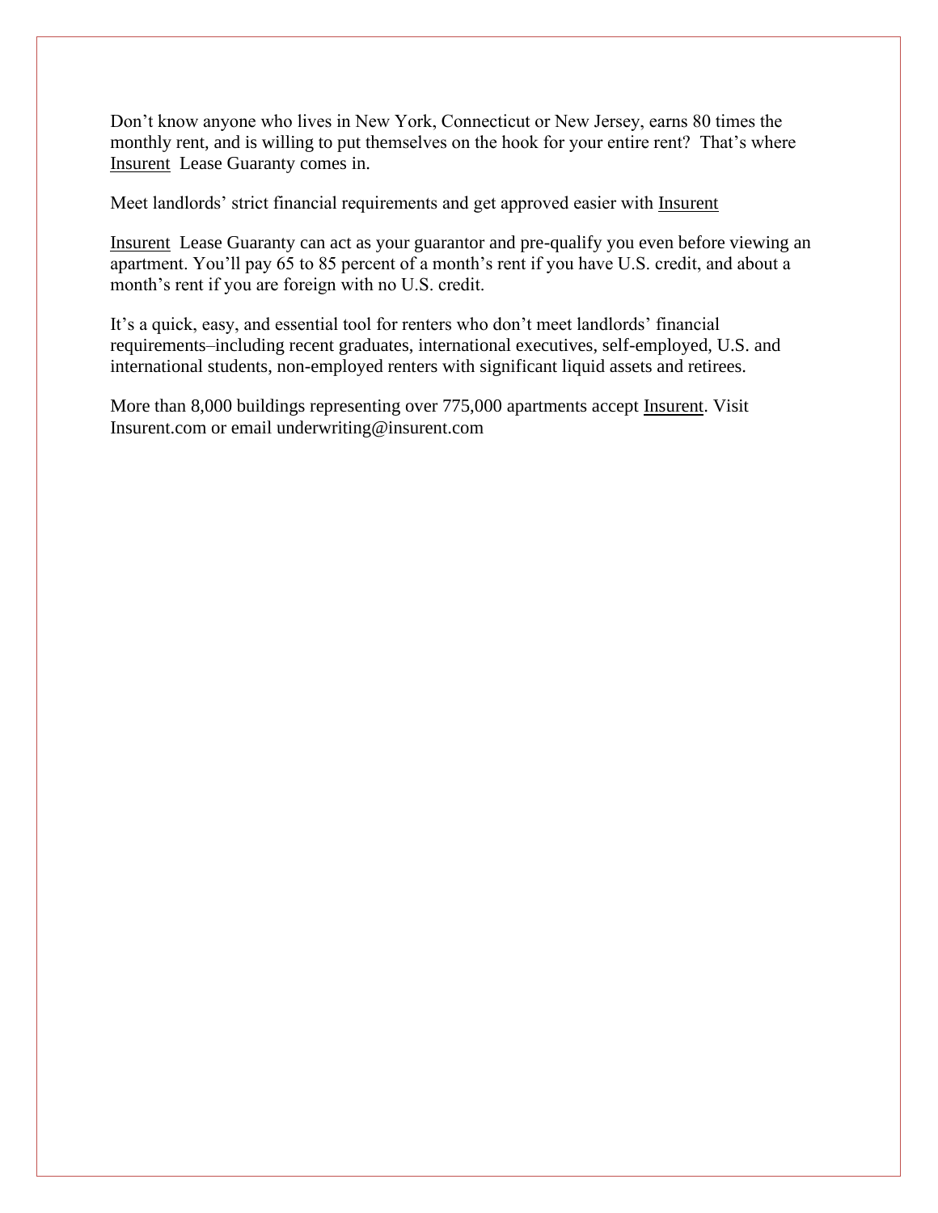Don't know anyone who lives in New York, Connecticut or New Jersey, earns 80 times the monthly rent, and is willing to put themselves on the hook for your entire rent?  That's where Insurent  Lease Guaranty comes in.

Meet landlords' strict financial requirements and get approved easier with Insurent

Insurent  Lease Guaranty can act as your guarantor and pre-qualify you even before viewing an apartment. You'll pay 65 to 85 percent of a month's rent if you have U.S. credit, and about a month's rent if you are foreign with no U.S. credit.

It's a quick, easy, and essential tool for renters who don't meet landlords' financial requirements–including recent graduates, international executives, self-employed, U.S. and international students, non-employed renters with significant liquid assets and retirees.

More than 8,000 buildings representing over 775,000 apartments accept Insurent. Visit Insurent.com or email underwriting@insurent.com